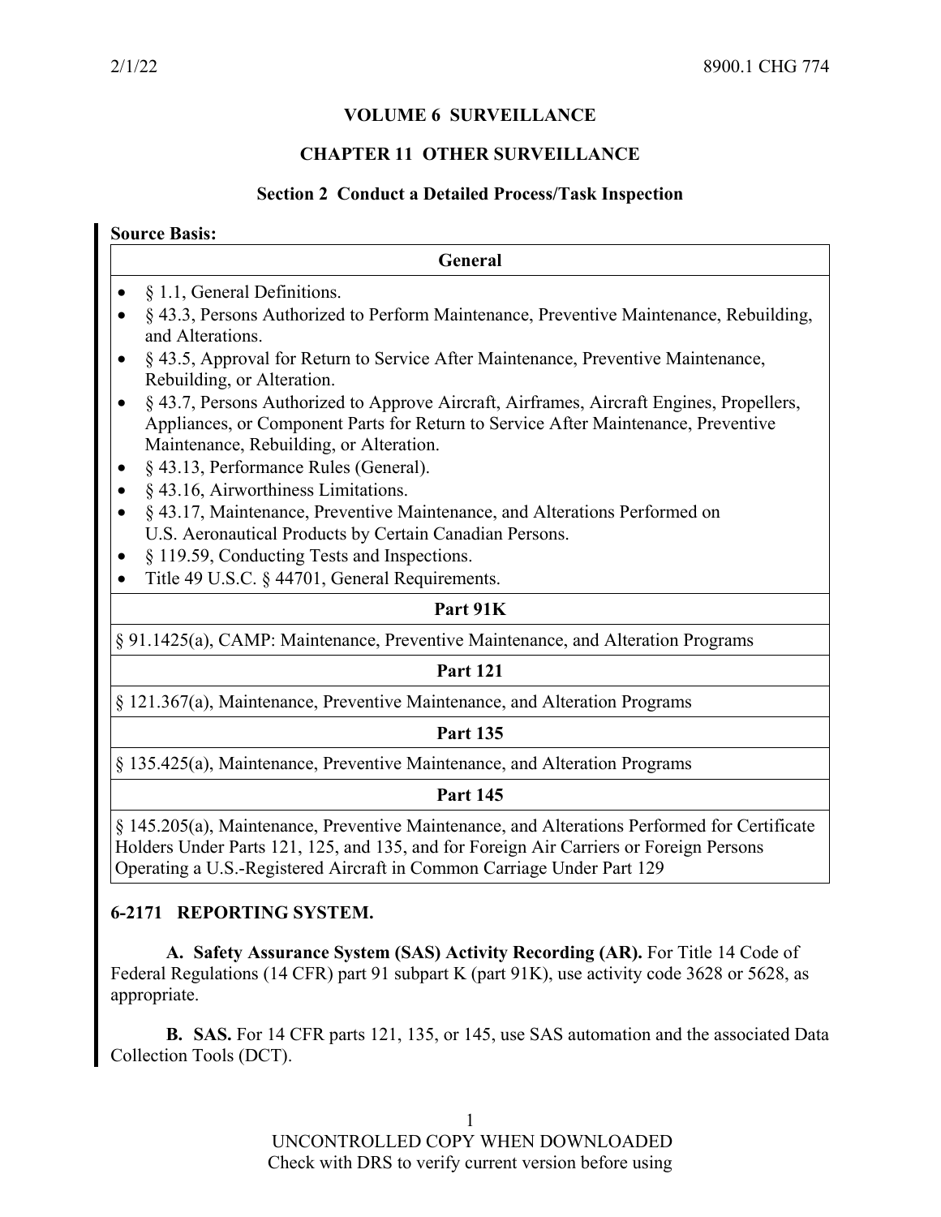# VOLUME 6 SURVEILLANCE

## CHAPTER 11 OTHER SURVEILLANCE

### Section 2 Conduct a Detailed Process/Task Inspection

**Source Basis:**

| General |
| --- |
| • § 1.1, General Definitions.<br>• § 43.3, Persons Authorized to Perform Maintenance, Preventive Maintenance, Rebuilding, and Alterations.<br>• § 43.5, Approval for Return to Service After Maintenance, Preventive Maintenance, Rebuilding, or Alteration.<br>• § 43.7, Persons Authorized to Approve Aircraft, Airframes, Aircraft Engines, Propellers, Appliances, or Component Parts for Return to Service After Maintenance, Preventive Maintenance, Rebuilding, or Alteration.<br>• § 43.13, Performance Rules (General).<br>• § 43.16, Airworthiness Limitations.<br>• § 43.17, Maintenance, Preventive Maintenance, and Alterations Performed on U.S. Aeronautical Products by Certain Canadian Persons.<br>• § 119.59, Conducting Tests and Inspections.<br>• Title 49 U.S.C. § 44701, General Requirements. |
| **Part 91K** |
| § 91.1425(a), CAMP: Maintenance, Preventive Maintenance, and Alteration Programs |
| **Part 121** |
| § 121.367(a), Maintenance, Preventive Maintenance, and Alteration Programs |
| **Part 135** |
| § 135.425(a), Maintenance, Preventive Maintenance, and Alteration Programs |
| **Part 145** |
| § 145.205(a), Maintenance, Preventive Maintenance, and Alterations Performed for Certificate Holders Under Parts 121, 125, and 135, and for Foreign Air Carriers or Foreign Persons Operating a U.S.-Registered Aircraft in Common Carriage Under Part 129 |

**6-2171 REPORTING SYSTEM.**

**A. Safety Assurance System (SAS) Activity Recording (AR).** For Title 14 Code of Federal Regulations (14 CFR) part 91 subpart K (part 91K), use activity code 3628 or 5628, as appropriate.

**B. SAS.** For 14 CFR parts 121, 135, or 145, use SAS automation and the associated Data Collection Tools (DCT).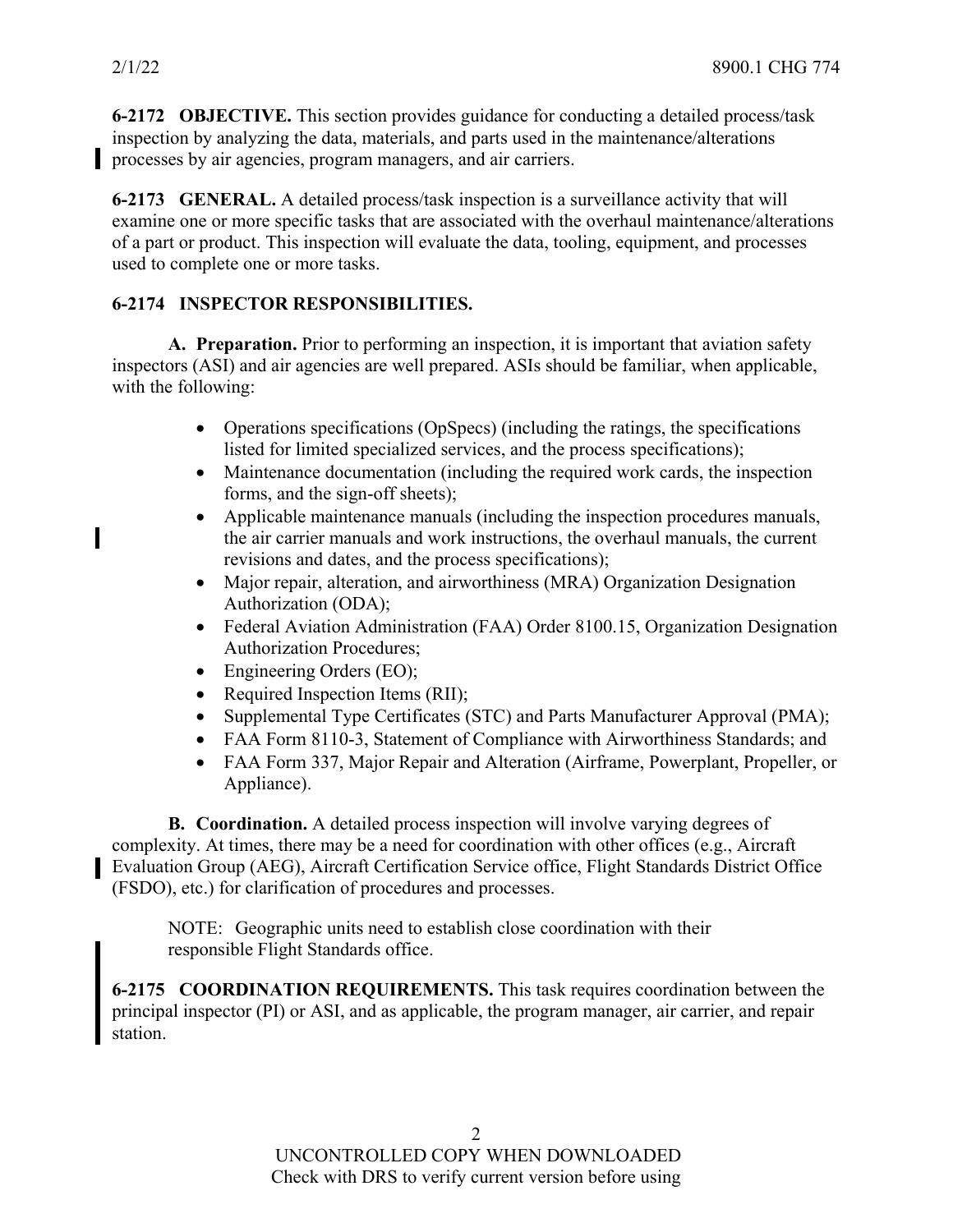**6-2172 OBJECTIVE.** This section provides guidance for conducting a detailed process/task inspection by analyzing the data, materials, and parts used in the maintenance/alterations processes by air agencies, program managers, and air carriers.

**6-2173 GENERAL.** A detailed process/task inspection is a surveillance activity that will examine one or more specific tasks that are associated with the overhaul maintenance/alterations of a part or product. This inspection will evaluate the data, tooling, equipment, and processes used to complete one or more tasks.

**6-2174 INSPECTOR RESPONSIBILITIES.**

**A. Preparation.** Prior to performing an inspection, it is important that aviation safety inspectors (ASI) and air agencies are well prepared. ASIs should be familiar, when applicable, with the following:

- Operations specifications (OpSpecs) (including the ratings, the specifications listed for limited specialized services, and the process specifications);
- Maintenance documentation (including the required work cards, the inspection forms, and the sign-off sheets);
- Applicable maintenance manuals (including the inspection procedures manuals, the air carrier manuals and work instructions, the overhaul manuals, the current revisions and dates, and the process specifications);
- Major repair, alteration, and airworthiness (MRA) Organization Designation Authorization (ODA);
- Federal Aviation Administration (FAA) Order 8100.15, Organization Designation Authorization Procedures;
- Engineering Orders (EO);
- Required Inspection Items (RII);
- Supplemental Type Certificates (STC) and Parts Manufacturer Approval (PMA);
- FAA Form 8110-3, Statement of Compliance with Airworthiness Standards; and
- FAA Form 337, Major Repair and Alteration (Airframe, Powerplant, Propeller, or Appliance).

**B. Coordination.** A detailed process inspection will involve varying degrees of complexity. At times, there may be a need for coordination with other offices (e.g., Aircraft Evaluation Group (AEG), Aircraft Certification Service office, Flight Standards District Office (FSDO), etc.) for clarification of procedures and processes.

NOTE: Geographic units need to establish close coordination with their responsible Flight Standards office.

**6-2175 COORDINATION REQUIREMENTS.** This task requires coordination between the principal inspector (PI) or ASI, and as applicable, the program manager, air carrier, and repair station.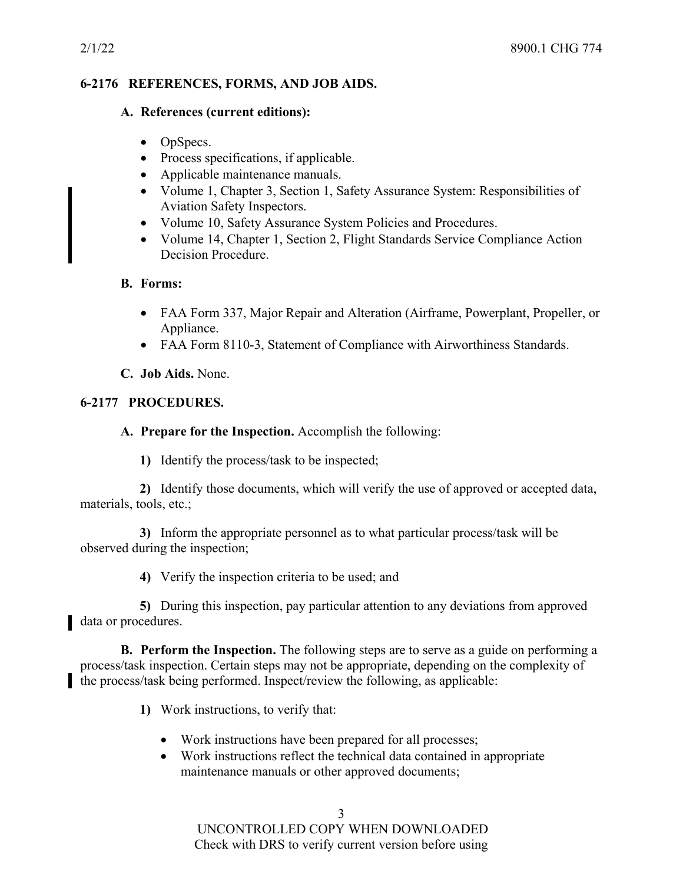## 6-2176 REFERENCES, FORMS, AND JOB AIDS.

**A. References (current editions):**

- OpSpecs.
- Process specifications, if applicable.
- Applicable maintenance manuals.
- Volume 1, Chapter 3, Section 1, Safety Assurance System: Responsibilities of Aviation Safety Inspectors.
- Volume 10, Safety Assurance System Policies and Procedures.
- Volume 14, Chapter 1, Section 2, Flight Standards Service Compliance Action Decision Procedure.

**B. Forms:**

- FAA Form 337, Major Repair and Alteration (Airframe, Powerplant, Propeller, or Appliance.
- FAA Form 8110-3, Statement of Compliance with Airworthiness Standards.

**C. Job Aids.** None.

## 6-2177 PROCEDURES.

**A. Prepare for the Inspection.** Accomplish the following:

**1)** Identify the process/task to be inspected;

**2)** Identify those documents, which will verify the use of approved or accepted data, materials, tools, etc.;

**3)** Inform the appropriate personnel as to what particular process/task will be observed during the inspection;

**4)** Verify the inspection criteria to be used; and

**5)** During this inspection, pay particular attention to any deviations from approved data or procedures.

**B. Perform the Inspection.** The following steps are to serve as a guide on performing a process/task inspection. Certain steps may not be appropriate, depending on the complexity of the process/task being performed. Inspect/review the following, as applicable:

**1)** Work instructions, to verify that:

- Work instructions have been prepared for all processes;
- Work instructions reflect the technical data contained in appropriate maintenance manuals or other approved documents;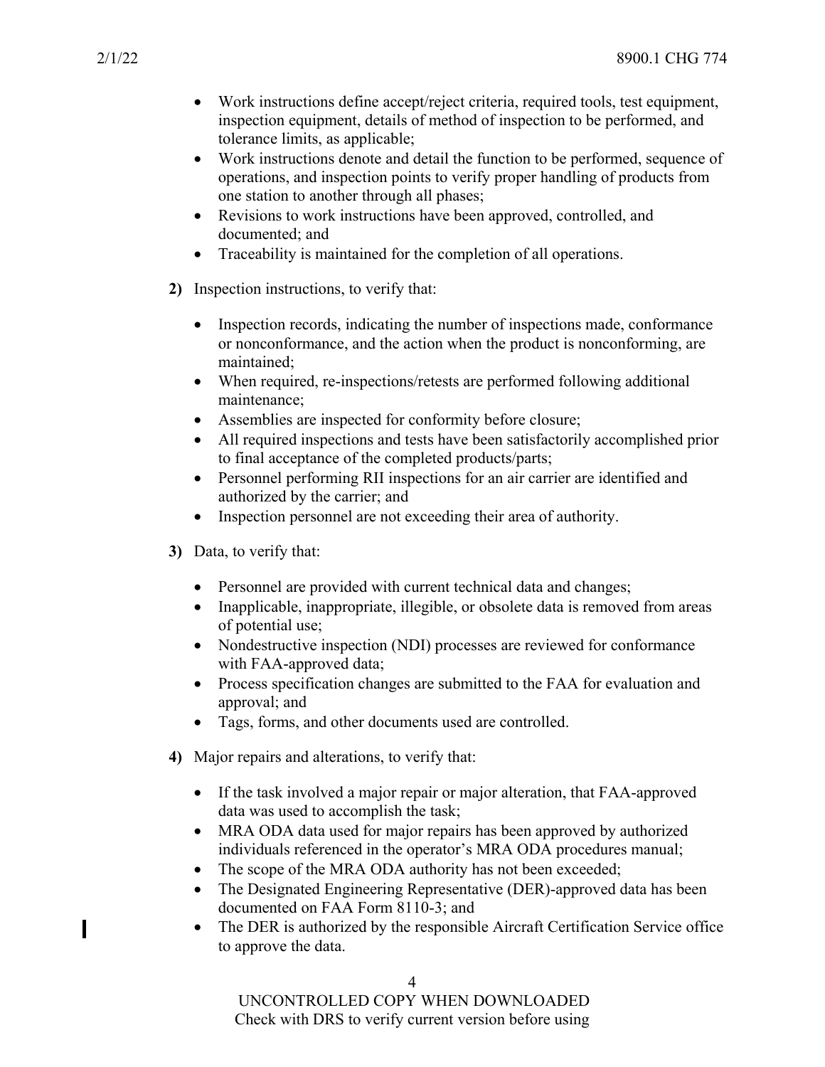- Work instructions define accept/reject criteria, required tools, test equipment, inspection equipment, details of method of inspection to be performed, and tolerance limits, as applicable;
- Work instructions denote and detail the function to be performed, sequence of operations, and inspection points to verify proper handling of products from one station to another through all phases;
- Revisions to work instructions have been approved, controlled, and documented; and
- Traceability is maintained for the completion of all operations.

**2)** Inspection instructions, to verify that:

- Inspection records, indicating the number of inspections made, conformance or nonconformance, and the action when the product is nonconforming, are maintained;
- When required, re-inspections/retests are performed following additional maintenance;
- Assemblies are inspected for conformity before closure;
- All required inspections and tests have been satisfactorily accomplished prior to final acceptance of the completed products/parts;
- Personnel performing RII inspections for an air carrier are identified and authorized by the carrier; and
- Inspection personnel are not exceeding their area of authority.

**3)** Data, to verify that:

- Personnel are provided with current technical data and changes;
- Inapplicable, inappropriate, illegible, or obsolete data is removed from areas of potential use;
- Nondestructive inspection (NDI) processes are reviewed for conformance with FAA-approved data;
- Process specification changes are submitted to the FAA for evaluation and approval; and
- Tags, forms, and other documents used are controlled.

**4)** Major repairs and alterations, to verify that:

- If the task involved a major repair or major alteration, that FAA-approved data was used to accomplish the task;
- MRA ODA data used for major repairs has been approved by authorized individuals referenced in the operator's MRA ODA procedures manual;
- The scope of the MRA ODA authority has not been exceeded;
- The Designated Engineering Representative (DER)-approved data has been documented on FAA Form 8110-3; and
- The DER is authorized by the responsible Aircraft Certification Service office to approve the data.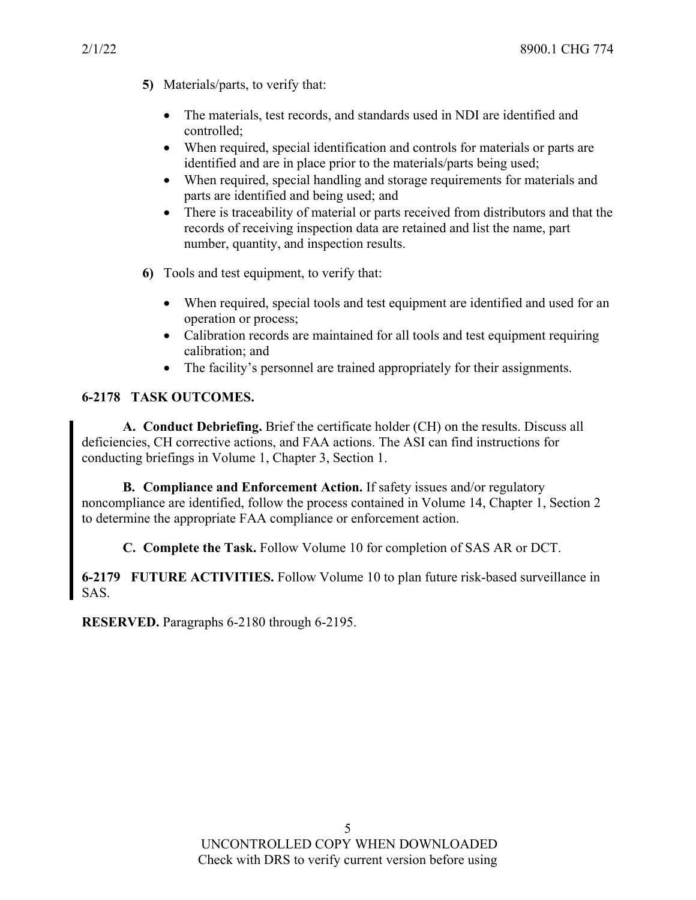**5)** Materials/parts, to verify that:

- The materials, test records, and standards used in NDI are identified and controlled;
- When required, special identification and controls for materials or parts are identified and are in place prior to the materials/parts being used;
- When required, special handling and storage requirements for materials and parts are identified and being used; and
- There is traceability of material or parts received from distributors and that the records of receiving inspection data are retained and list the name, part number, quantity, and inspection results.

**6)** Tools and test equipment, to verify that:

- When required, special tools and test equipment are identified and used for an operation or process;
- Calibration records are maintained for all tools and test equipment requiring calibration; and
- The facility's personnel are trained appropriately for their assignments.

**6-2178 TASK OUTCOMES.**

**A. Conduct Debriefing.** Brief the certificate holder (CH) on the results. Discuss all deficiencies, CH corrective actions, and FAA actions. The ASI can find instructions for conducting briefings in Volume 1, Chapter 3, Section 1.

**B. Compliance and Enforcement Action.** If safety issues and/or regulatory noncompliance are identified, follow the process contained in Volume 14, Chapter 1, Section 2 to determine the appropriate FAA compliance or enforcement action.

**C. Complete the Task.** Follow Volume 10 for completion of SAS AR or DCT.

**6-2179 FUTURE ACTIVITIES.** Follow Volume 10 to plan future risk-based surveillance in SAS.

**RESERVED.** Paragraphs 6-2180 through 6-2195.